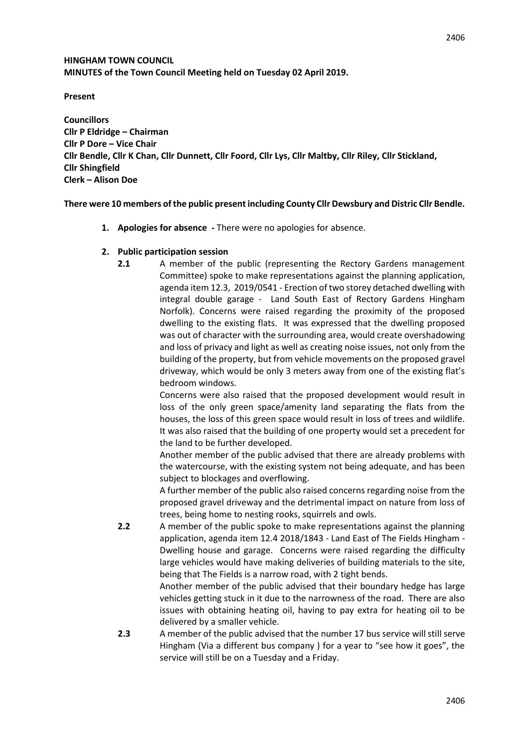**HINGHAM TOWN COUNCIL**
**MINUTES of the Town Council Meeting held on Tuesday 02 April 2019.**

**Present**

**Councillors**
**Cllr P Eldridge – Chairman**
**Cllr P Dore – Vice Chair**
**Cllr Bendle, Cllr K Chan, Cllr Dunnett, Cllr Foord, Cllr Lys, Cllr Maltby, Cllr Riley, Cllr Stickland, Cllr Shingfield**
**Clerk – Alison Doe**

**There were 10 members of the public present including County Cllr Dewsbury and Distric Cllr Bendle.**

1. **Apologies for absence -** There were no apologies for absence.

2. **Public participation session**

   **2.1** A member of the public (representing the Rectory Gardens management Committee) spoke to make representations against the planning application, agenda item 12.3, 2019/0541 - Erection of two storey detached dwelling with integral double garage - Land South East of Rectory Gardens Hingham Norfolk). Concerns were raised regarding the proximity of the proposed dwelling to the existing flats. It was expressed that the dwelling proposed was out of character with the surrounding area, would create overshadowing and loss of privacy and light as well as creating noise issues, not only from the building of the property, but from vehicle movements on the proposed gravel driveway, which would be only 3 meters away from one of the existing flat's bedroom windows.
   
   Concerns were also raised that the proposed development would result in loss of the only green space/amenity land separating the flats from the houses, the loss of this green space would result in loss of trees and wildlife. It was also raised that the building of one property would set a precedent for the land to be further developed.
   
   Another member of the public advised that there are already problems with the watercourse, with the existing system not being adequate, and has been subject to blockages and overflowing.
   
   A further member of the public also raised concerns regarding noise from the proposed gravel driveway and the detrimental impact on nature from loss of trees, being home to nesting rooks, squirrels and owls.

   **2.2** A member of the public spoke to make representations against the planning application, agenda item 12.4 2018/1843 - Land East of The Fields Hingham - Dwelling house and garage. Concerns were raised regarding the difficulty large vehicles would have making deliveries of building materials to the site, being that The Fields is a narrow road, with 2 tight bends.
   
   Another member of the public advised that their boundary hedge has large vehicles getting stuck in it due to the narrowness of the road. There are also issues with obtaining heating oil, having to pay extra for heating oil to be delivered by a smaller vehicle.

   **2.3** A member of the public advised that the number 17 bus service will still serve Hingham (Via a different bus company ) for a year to "see how it goes", the service will still be on a Tuesday and a Friday.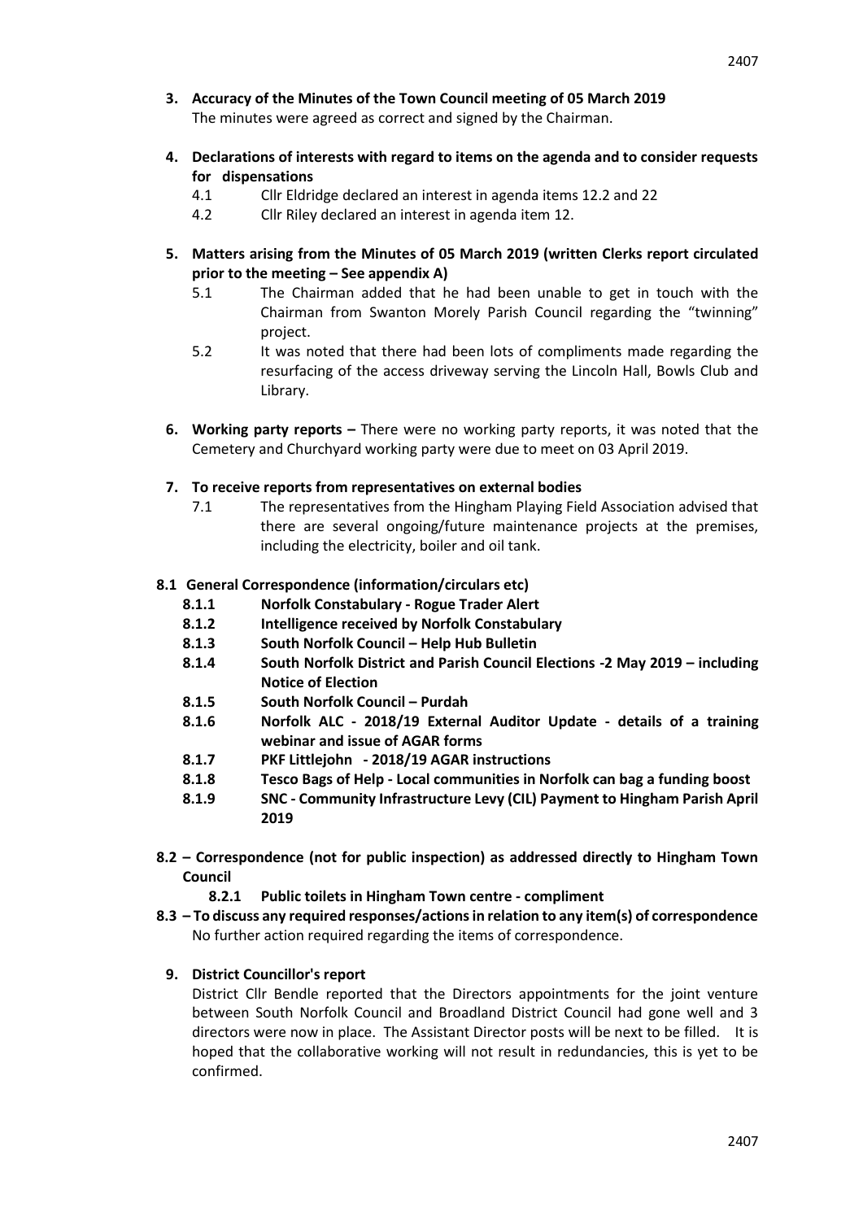**3. Accuracy of the Minutes of the Town Council meeting of 05 March 2019**
The minutes were agreed as correct and signed by the Chairman.

**4. Declarations of interests with regard to items on the agenda and to consider requests for dispensations**

4.1 Cllr Eldridge declared an interest in agenda items 12.2 and 22

4.2 Cllr Riley declared an interest in agenda item 12.

**5. Matters arising from the Minutes of 05 March 2019 (written Clerks report circulated prior to the meeting – See appendix A)**

5.1 The Chairman added that he had been unable to get in touch with the Chairman from Swanton Morely Parish Council regarding the "twinning" project.

5.2 It was noted that there had been lots of compliments made regarding the resurfacing of the access driveway serving the Lincoln Hall, Bowls Club and Library.

**6. Working party reports –** There were no working party reports, it was noted that the Cemetery and Churchyard working party were due to meet on 03 April 2019.

**7. To receive reports from representatives on external bodies**

7.1 The representatives from the Hingham Playing Field Association advised that there are several ongoing/future maintenance projects at the premises, including the electricity, boiler and oil tank.

**8.1 General Correspondence (information/circulars etc)**

**8.1.1 Norfolk Constabulary - Rogue Trader Alert**

**8.1.2 Intelligence received by Norfolk Constabulary**

**8.1.3 South Norfolk Council – Help Hub Bulletin**

**8.1.4 South Norfolk District and Parish Council Elections -2 May 2019 – including Notice of Election**

**8.1.5 South Norfolk Council – Purdah**

**8.1.6 Norfolk ALC - 2018/19 External Auditor Update - details of a training webinar and issue of AGAR forms**

**8.1.7 PKF Littlejohn - 2018/19 AGAR instructions**

**8.1.8 Tesco Bags of Help - Local communities in Norfolk can bag a funding boost**

**8.1.9 SNC - Community Infrastructure Levy (CIL) Payment to Hingham Parish April 2019**

**8.2 – Correspondence (not for public inspection) as addressed directly to Hingham Town Council**

**8.2.1 Public toilets in Hingham Town centre - compliment**

**8.3 – To discuss any required responses/actions in relation to any item(s) of correspondence**
No further action required regarding the items of correspondence.

**9. District Councillor's report**
District Cllr Bendle reported that the Directors appointments for the joint venture between South Norfolk Council and Broadland District Council had gone well and 3 directors were now in place. The Assistant Director posts will be next to be filled. It is hoped that the collaborative working will not result in redundancies, this is yet to be confirmed.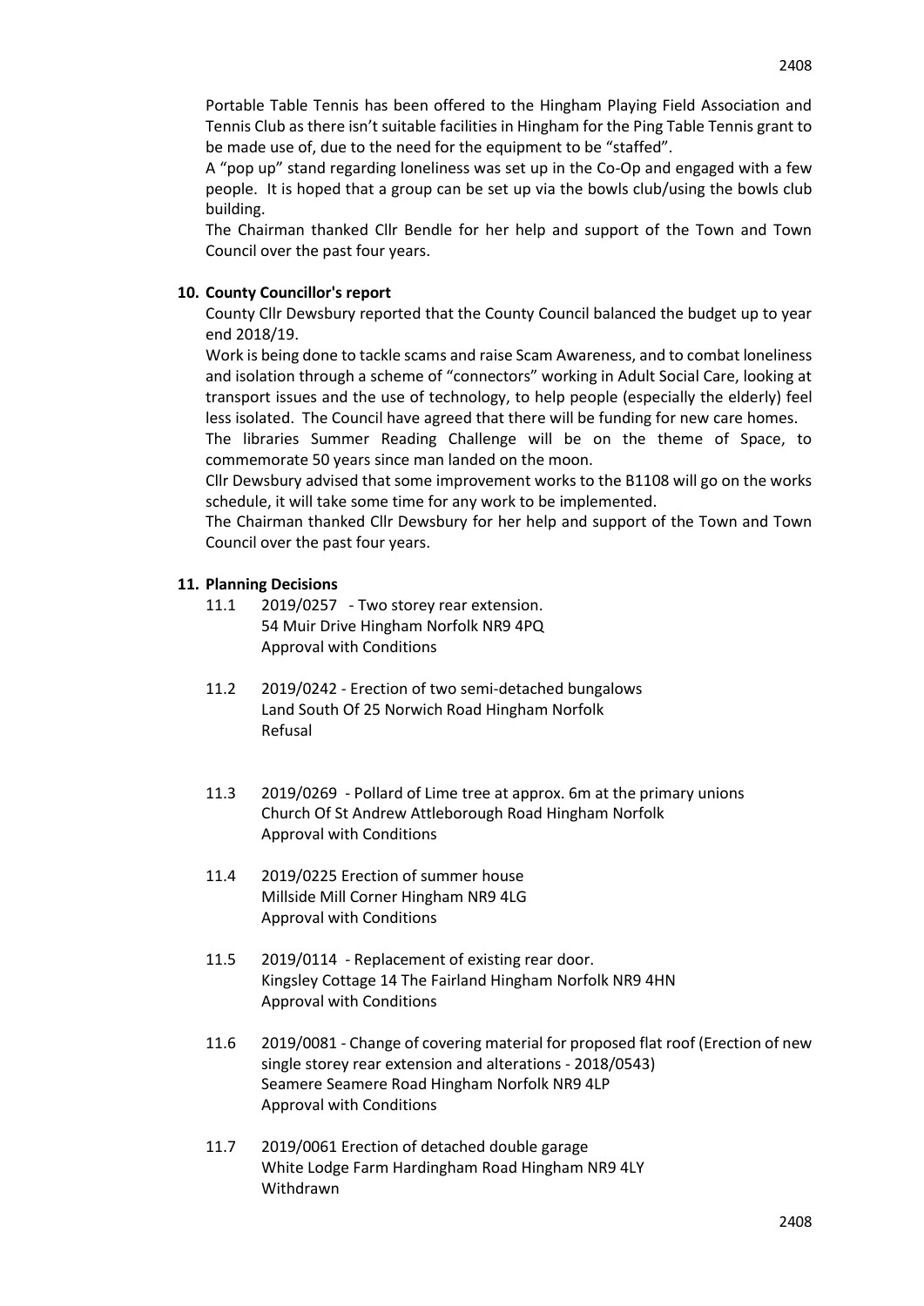Portable Table Tennis has been offered to the Hingham Playing Field Association and Tennis Club as there isn't suitable facilities in Hingham for the Ping Table Tennis grant to be made use of, due to the need for the equipment to be "staffed".

A "pop up" stand regarding loneliness was set up in the Co-Op and engaged with a few people. It is hoped that a group can be set up via the bowls club/using the bowls club building.

The Chairman thanked Cllr Bendle for her help and support of the Town and Town Council over the past four years.

**10. County Councillor's report**

County Cllr Dewsbury reported that the County Council balanced the budget up to year end 2018/19.

Work is being done to tackle scams and raise Scam Awareness, and to combat loneliness and isolation through a scheme of "connectors" working in Adult Social Care, looking at transport issues and the use of technology, to help people (especially the elderly) feel less isolated. The Council have agreed that there will be funding for new care homes.

The libraries Summer Reading Challenge will be on the theme of Space, to commemorate 50 years since man landed on the moon.

Cllr Dewsbury advised that some improvement works to the B1108 will go on the works schedule, it will take some time for any work to be implemented.

The Chairman thanked Cllr Dewsbury for her help and support of the Town and Town Council over the past four years.

**11. Planning Decisions**

11.1 2019/0257 - Two storey rear extension.
54 Muir Drive Hingham Norfolk NR9 4PQ
Approval with Conditions

11.2 2019/0242 - Erection of two semi-detached bungalows
Land South Of 25 Norwich Road Hingham Norfolk
Refusal

11.3 2019/0269 - Pollard of Lime tree at approx. 6m at the primary unions
Church Of St Andrew Attleborough Road Hingham Norfolk
Approval with Conditions

11.4 2019/0225 Erection of summer house
Millside Mill Corner Hingham NR9 4LG
Approval with Conditions

11.5 2019/0114 - Replacement of existing rear door.
Kingsley Cottage 14 The Fairland Hingham Norfolk NR9 4HN
Approval with Conditions

11.6 2019/0081 - Change of covering material for proposed flat roof (Erection of new single storey rear extension and alterations - 2018/0543)
Seamere Seamere Road Hingham Norfolk NR9 4LP
Approval with Conditions

11.7 2019/0061 Erection of detached double garage
White Lodge Farm Hardingham Road Hingham NR9 4LY
Withdrawn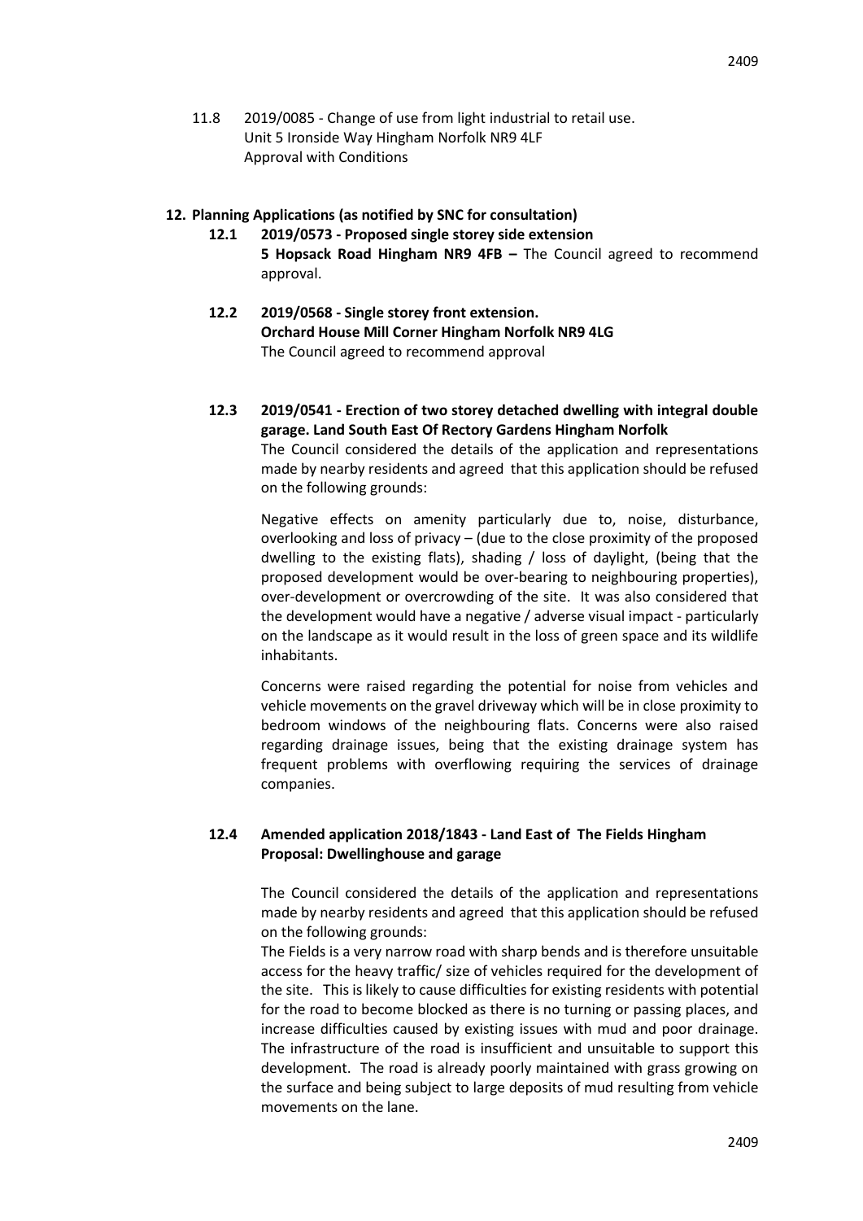11.8 2019/0085 - Change of use from light industrial to retail use.
Unit 5 Ironside Way Hingham Norfolk NR9 4LF
Approval with Conditions

## 12. Planning Applications (as notified by SNC for consultation)

**12.1 2019/0573 - Proposed single storey side extension**
**5 Hopsack Road Hingham NR9 4FB –** The Council agreed to recommend approval.

**12.2 2019/0568 - Single storey front extension.**
**Orchard House Mill Corner Hingham Norfolk NR9 4LG**
The Council agreed to recommend approval

**12.3 2019/0541 - Erection of two storey detached dwelling with integral double garage. Land South East Of Rectory Gardens Hingham Norfolk**
The Council considered the details of the application and representations made by nearby residents and agreed that this application should be refused on the following grounds:

Negative effects on amenity particularly due to, noise, disturbance, overlooking and loss of privacy – (due to the close proximity of the proposed dwelling to the existing flats), shading / loss of daylight, (being that the proposed development would be over-bearing to neighbouring properties), over-development or overcrowding of the site. It was also considered that the development would have a negative / adverse visual impact - particularly on the landscape as it would result in the loss of green space and its wildlife inhabitants.

Concerns were raised regarding the potential for noise from vehicles and vehicle movements on the gravel driveway which will be in close proximity to bedroom windows of the neighbouring flats. Concerns were also raised regarding drainage issues, being that the existing drainage system has frequent problems with overflowing requiring the services of drainage companies.

**12.4 Amended application 2018/1843 - Land East of The Fields Hingham Proposal: Dwellinghouse and garage**

The Council considered the details of the application and representations made by nearby residents and agreed that this application should be refused on the following grounds:
The Fields is a very narrow road with sharp bends and is therefore unsuitable access for the heavy traffic/ size of vehicles required for the development of the site. This is likely to cause difficulties for existing residents with potential for the road to become blocked as there is no turning or passing places, and increase difficulties caused by existing issues with mud and poor drainage. The infrastructure of the road is insufficient and unsuitable to support this development. The road is already poorly maintained with grass growing on the surface and being subject to large deposits of mud resulting from vehicle movements on the lane.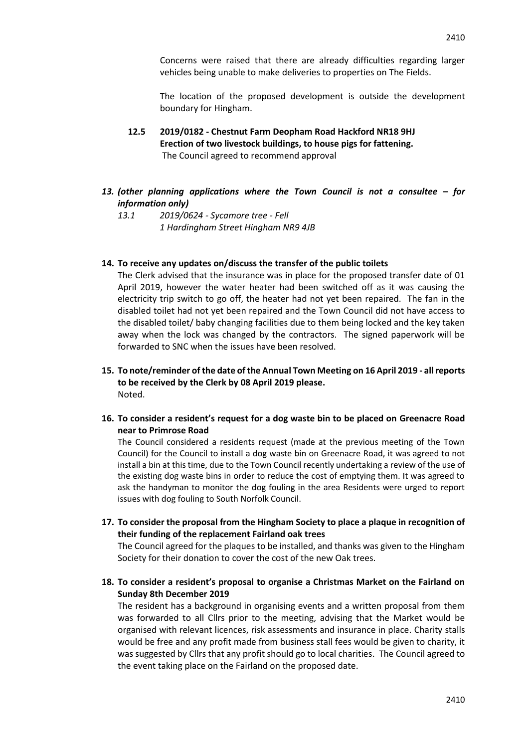Concerns were raised that there are already difficulties regarding larger vehicles being unable to make deliveries to properties on The Fields.

The location of the proposed development is outside the development boundary for Hingham.

**12.5 2019/0182 - Chestnut Farm Deopham Road Hackford NR18 9HJ**
**Erection of two livestock buildings, to house pigs for fattening.**
The Council agreed to recommend approval

***13. (other planning applications where the Town Council is not a consultee – for information only)***

*13.1 2019/0624 - Sycamore tree - Fell*
*1 Hardingham Street Hingham NR9 4JB*

**14. To receive any updates on/discuss the transfer of the public toilets**

The Clerk advised that the insurance was in place for the proposed transfer date of 01 April 2019, however the water heater had been switched off as it was causing the electricity trip switch to go off, the heater had not yet been repaired. The fan in the disabled toilet had not yet been repaired and the Town Council did not have access to the disabled toilet/ baby changing facilities due to them being locked and the key taken away when the lock was changed by the contractors. The signed paperwork will be forwarded to SNC when the issues have been resolved.

**15. To note/reminder of the date of the Annual Town Meeting on 16 April 2019 - all reports to be received by the Clerk by 08 April 2019 please.**

Noted.

**16. To consider a resident's request for a dog waste bin to be placed on Greenacre Road near to Primrose Road**

The Council considered a residents request (made at the previous meeting of the Town Council) for the Council to install a dog waste bin on Greenacre Road, it was agreed to not install a bin at this time, due to the Town Council recently undertaking a review of the use of the existing dog waste bins in order to reduce the cost of emptying them. It was agreed to ask the handyman to monitor the dog fouling in the area Residents were urged to report issues with dog fouling to South Norfolk Council.

**17. To consider the proposal from the Hingham Society to place a plaque in recognition of their funding of the replacement Fairland oak trees**

The Council agreed for the plaques to be installed, and thanks was given to the Hingham Society for their donation to cover the cost of the new Oak trees.

**18. To consider a resident's proposal to organise a Christmas Market on the Fairland on Sunday 8th December 2019**

The resident has a background in organising events and a written proposal from them was forwarded to all Cllrs prior to the meeting, advising that the Market would be organised with relevant licences, risk assessments and insurance in place. Charity stalls would be free and any profit made from business stall fees would be given to charity, it was suggested by Cllrs that any profit should go to local charities. The Council agreed to the event taking place on the Fairland on the proposed date.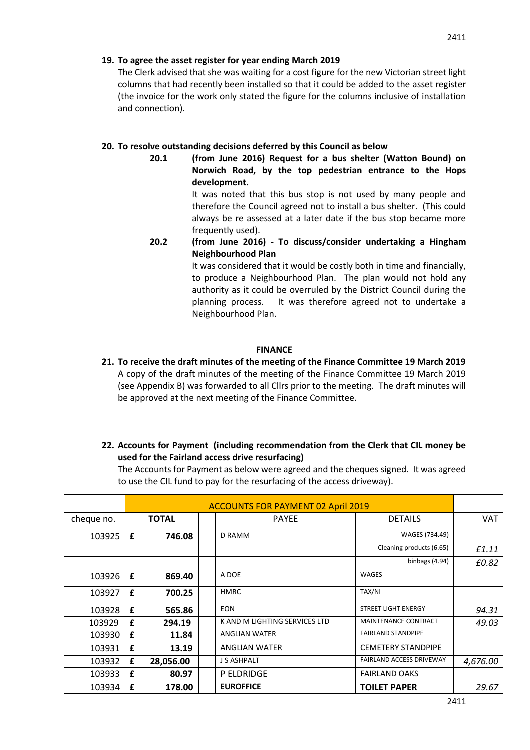**19. To agree the asset register for year ending March 2019**

The Clerk advised that she was waiting for a cost figure for the new Victorian street light columns that had recently been installed so that it could be added to the asset register (the invoice for the work only stated the figure for the columns inclusive of installation and connection).

**20. To resolve outstanding decisions deferred by this Council as below**

**20.1 (from June 2016) Request for a bus shelter (Watton Bound) on Norwich Road, by the top pedestrian entrance to the Hops development.**

It was noted that this bus stop is not used by many people and therefore the Council agreed not to install a bus shelter. (This could always be re assessed at a later date if the bus stop became more frequently used).

**20.2 (from June 2016) - To discuss/consider undertaking a Hingham Neighbourhood Plan**

It was considered that it would be costly both in time and financially, to produce a Neighbourhood Plan. The plan would not hold any authority as it could be overruled by the District Council during the planning process. It was therefore agreed not to undertake a Neighbourhood Plan.

**FINANCE**

**21. To receive the draft minutes of the meeting of the Finance Committee 19 March 2019**

A copy of the draft minutes of the meeting of the Finance Committee 19 March 2019 (see Appendix B) was forwarded to all Cllrs prior to the meeting. The draft minutes will be approved at the next meeting of the Finance Committee.

**22. Accounts for Payment (including recommendation from the Clerk that CIL money be used for the Fairland access drive resurfacing)**

The Accounts for Payment as below were agreed and the cheques signed. It was agreed to use the CIL fund to pay for the resurfacing of the access driveway).

| | ACCOUNTS FOR PAYMENT 02 April 2019 | | | | | |
|---|---|---|---|---|---|---|
| cheque no. | | TOTAL | | PAYEE | DETAILS | VAT |
| 103925 | £ | 746.08 | | D RAMM | WAGES (734.49) | |
| | | | | | Cleaning products (6.65) | *£1.11* |
| | | | | | binbags (4.94) | *£0.82* |
| 103926 | £ | 869.40 | | A DOE | WAGES | |
| 103927 | £ | 700.25 | | HMRC | TAX/NI | |
| 103928 | £ | 565.86 | | EON | STREET LIGHT ENERGY | *94.31* |
| 103929 | £ | 294.19 | | K AND M LIGHTING SERVICES LTD | MAINTENANCE CONTRACT | *49.03* |
| 103930 | £ | 11.84 | | ANGLIAN WATER | FAIRLAND STANDPIPE | |
| 103931 | £ | 13.19 | | ANGLIAN WATER | CEMETERY STANDPIPE | |
| 103932 | £ | 28,056.00 | | J S ASHPALT | FAIRLAND ACCESS DRIVEWAY | *4,676.00* |
| 103933 | £ | 80.97 | | P ELDRIDGE | FAIRLAND OAKS | |
| 103934 | £ | 178.00 | | **EUROFFICE** | **TOILET PAPER** | *29.67* |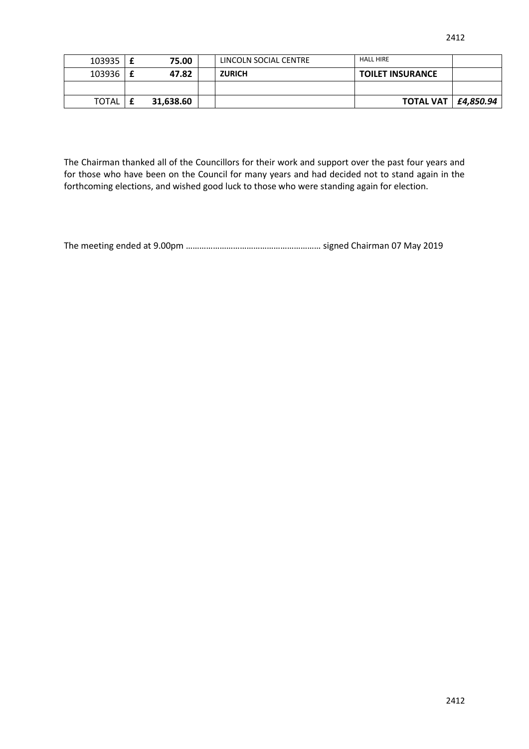| 103935 | £ | 75.00 | | LINCOLN SOCIAL CENTRE | HALL HIRE | |
|---|---|---|---|---|---|---|
| 103936 | £ | **47.82** | | **ZURICH** | **TOILET INSURANCE** | |
| | | | | | | |
| TOTAL | £ | **31,638.60** | | | **TOTAL VAT** | ***£4,850.94*** |

The Chairman thanked all of the Councillors for their work and support over the past four years and for those who have been on the Council for many years and had decided not to stand again in the forthcoming elections, and wished good luck to those who were standing again for election.

The meeting ended at 9.00pm …………………………………………………… signed Chairman 07 May 2019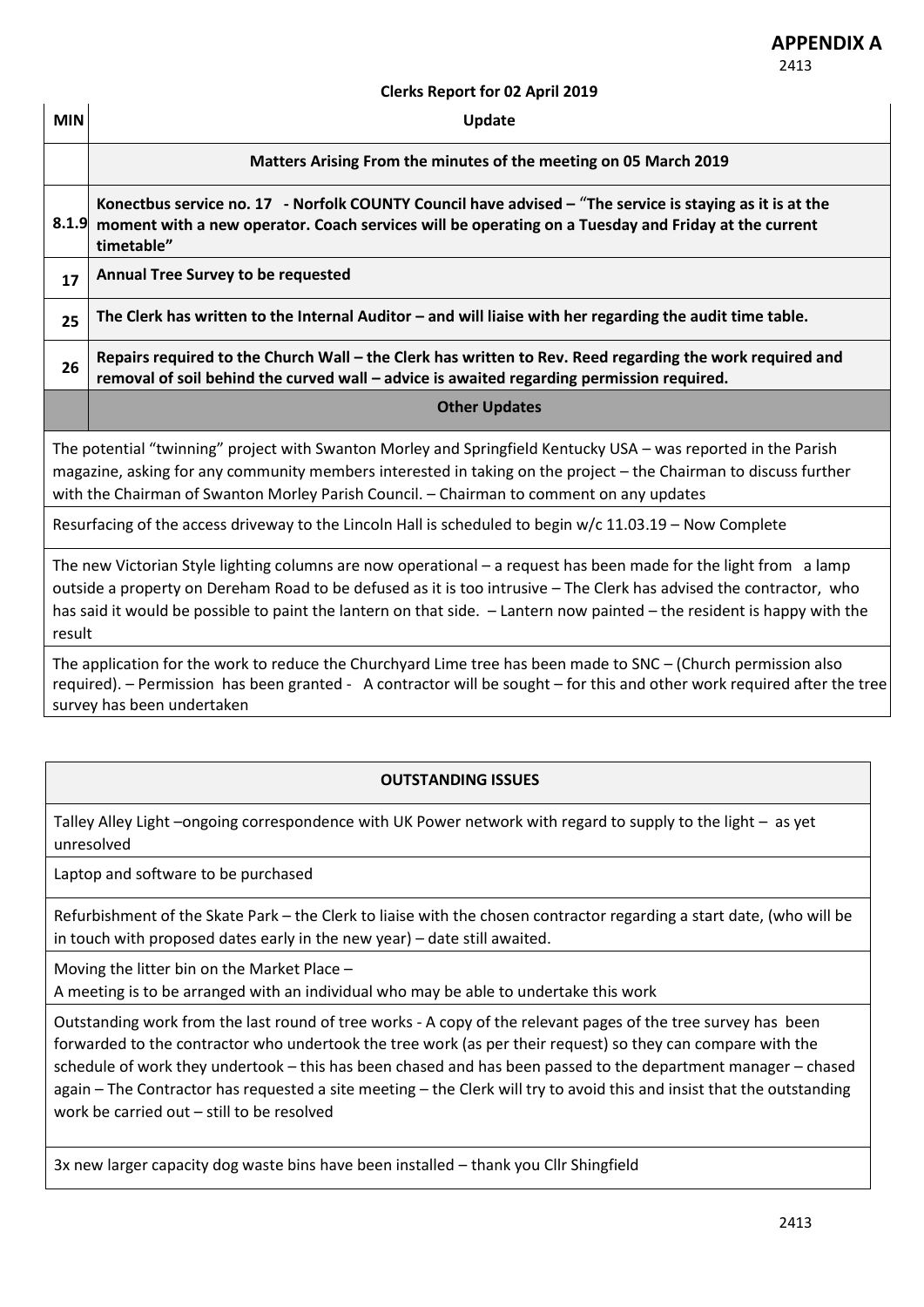# APPENDIX A

2413

**Clerks Report for 02 April 2019**

| MIN | Update |
| --- | --- |
| | **Matters Arising From the minutes of the meeting on 05 March 2019** |
| 8.1.9 | **Konectbus service no. 17 - Norfolk COUNTY Council have advised – "The service is staying as it is at the moment with a new operator. Coach services will be operating on a Tuesday and Friday at the current timetable"** |
| 17 | **Annual Tree Survey to be requested** |
| 25 | **The Clerk has written to the Internal Auditor – and will liaise with her regarding the audit time table.** |
| 26 | **Repairs required to the Church Wall – the Clerk has written to Rev. Reed regarding the work required and removal of soil behind the curved wall – advice is awaited regarding permission required.** |
| | **Other Updates** |

The potential "twinning" project with Swanton Morley and Springfield Kentucky USA – was reported in the Parish magazine, asking for any community members interested in taking on the project – the Chairman to discuss further with the Chairman of Swanton Morley Parish Council. – Chairman to comment on any updates

Resurfacing of the access driveway to the Lincoln Hall is scheduled to begin w/c 11.03.19 – Now Complete

The new Victorian Style lighting columns are now operational – a request has been made for the light from a lamp outside a property on Dereham Road to be defused as it is too intrusive – The Clerk has advised the contractor, who has said it would be possible to paint the lantern on that side. – Lantern now painted – the resident is happy with the result

The application for the work to reduce the Churchyard Lime tree has been made to SNC – (Church permission also required). – Permission has been granted - A contractor will be sought – for this and other work required after the tree survey has been undertaken

| OUTSTANDING ISSUES |
| --- |
| Talley Alley Light –ongoing correspondence with UK Power network with regard to supply to the light – as yet unresolved |
| Laptop and software to be purchased |
| Refurbishment of the Skate Park – the Clerk to liaise with the chosen contractor regarding a start date, (who will be in touch with proposed dates early in the new year) – date still awaited. |
| Moving the litter bin on the Market Place – A meeting is to be arranged with an individual who may be able to undertake this work |
| Outstanding work from the last round of tree works - A copy of the relevant pages of the tree survey has been forwarded to the contractor who undertook the tree work (as per their request) so they can compare with the schedule of work they undertook – this has been chased and has been passed to the department manager – chased again – The Contractor has requested a site meeting – the Clerk will try to avoid this and insist that the outstanding work be carried out – still to be resolved |
| 3x new larger capacity dog waste bins have been installed – thank you Cllr Shingfield |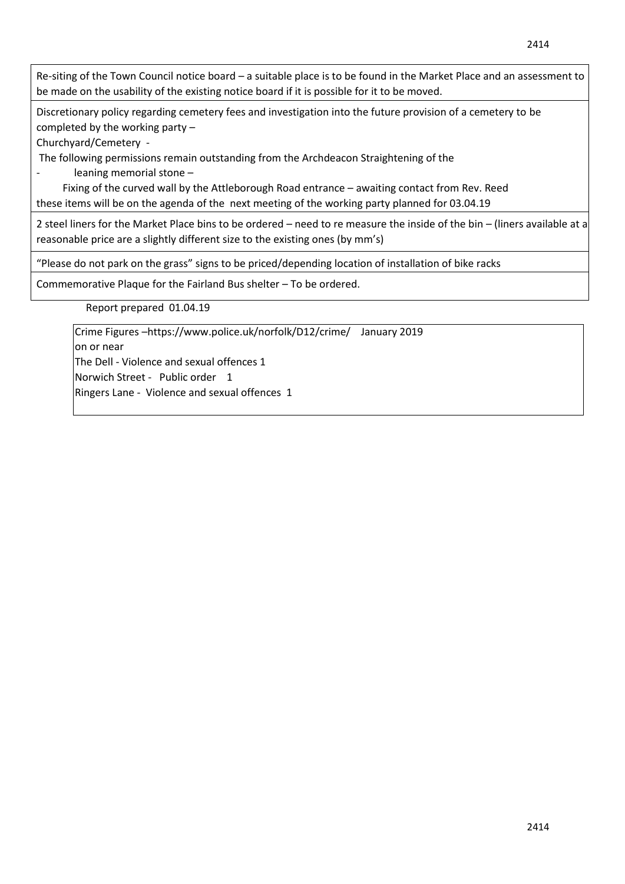| |
|---|
| Re-siting of the Town Council notice board – a suitable place is to be found in the Market Place and an assessment to be made on the usability of the existing notice board if it is possible for it to be moved. |
| Discretionary policy regarding cemetery fees and investigation into the future provision of a cemetery to be completed by the working party –<br>Churchyard/Cemetery -<br>The following permissions remain outstanding from the Archdeacon Straightening of the<br>- leaning memorial stone –<br>Fixing of the curved wall by the Attleborough Road entrance – awaiting contact from Rev. Reed<br>these items will be on the agenda of the next meeting of the working party planned for 03.04.19 |
| 2 steel liners for the Market Place bins to be ordered – need to re measure the inside of the bin – (liners available at a reasonable price are a slightly different size to the existing ones (by mm's) |
| "Please do not park on the grass" signs to be priced/depending location of installation of bike racks |
| Commemorative Plaque for the Fairland Bus shelter – To be ordered. |

Report prepared 01.04.19

Crime Figures –https://www.police.uk/norfolk/D12/crime/ January 2019

on or near

The Dell - Violence and sexual offences 1

Norwich Street - Public order 1

Ringers Lane - Violence and sexual offences 1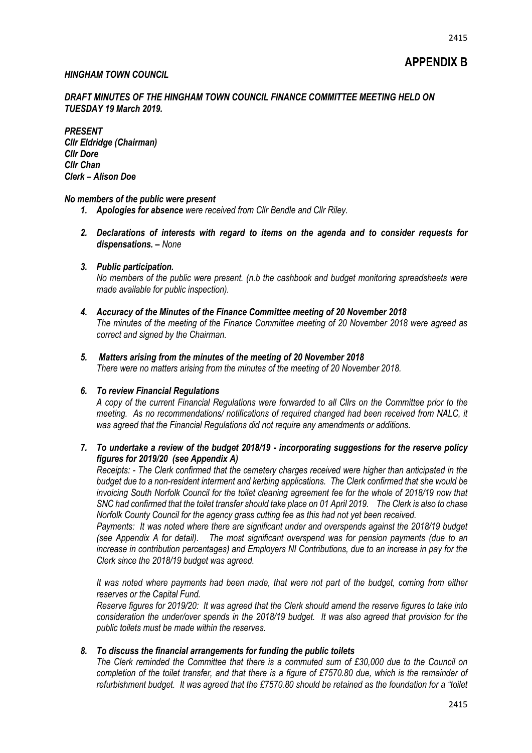# APPENDIX B

***HINGHAM TOWN COUNCIL***

***DRAFT MINUTES OF THE HINGHAM TOWN COUNCIL FINANCE COMMITTEE MEETING HELD ON TUESDAY 19 March 2019.***

***PRESENT***
***Cllr Eldridge (Chairman)***
***Cllr Dore***
***Cllr Chan***
***Clerk – Alison Doe***

***No members of the public were present***

1. ***Apologies for absence*** *were received from Cllr Bendle and Cllr Riley.*

2. ***Declarations of interests with regard to items on the agenda and to consider requests for dispensations. –*** *None*

3. ***Public participation.***
   *No members of the public were present. (n.b the cashbook and budget monitoring spreadsheets were made available for public inspection).*

4. ***Accuracy of the Minutes of the Finance Committee meeting of 20 November 2018***
   *The minutes of the meeting of the Finance Committee meeting of 20 November 2018 were agreed as correct and signed by the Chairman.*

5. ***Matters arising from the minutes of the meeting of 20 November 2018***
   *There were no matters arising from the minutes of the meeting of 20 November 2018.*

6. ***To review Financial Regulations***
   *A copy of the current Financial Regulations were forwarded to all Cllrs on the Committee prior to the meeting. As no recommendations/ notifications of required changed had been received from NALC, it was agreed that the Financial Regulations did not require any amendments or additions.*

7. ***To undertake a review of the budget 2018/19 - incorporating suggestions for the reserve policy figures for 2019/20 (see Appendix A)***
   *Receipts: - The Clerk confirmed that the cemetery charges received were higher than anticipated in the budget due to a non-resident interment and kerbing applications. The Clerk confirmed that she would be invoicing South Norfolk Council for the toilet cleaning agreement fee for the whole of 2018/19 now that SNC had confirmed that the toilet transfer should take place on 01 April 2019. The Clerk is also to chase Norfolk County Council for the agency grass cutting fee as this had not yet been received.*
   *Payments: It was noted where there are significant under and overspends against the 2018/19 budget (see Appendix A for detail). The most significant overspend was for pension payments (due to an increase in contribution percentages) and Employers NI Contributions, due to an increase in pay for the Clerk since the 2018/19 budget was agreed.*

   *It was noted where payments had been made, that were not part of the budget, coming from either reserves or the Capital Fund.*
   *Reserve figures for 2019/20: It was agreed that the Clerk should amend the reserve figures to take into consideration the under/over spends in the 2018/19 budget. It was also agreed that provision for the public toilets must be made within the reserves.*

8. ***To discuss the financial arrangements for funding the public toilets***
   *The Clerk reminded the Committee that there is a commuted sum of £30,000 due to the Council on completion of the toilet transfer, and that there is a figure of £7570.80 due, which is the remainder of refurbishment budget. It was agreed that the £7570.80 should be retained as the foundation for a "toilet*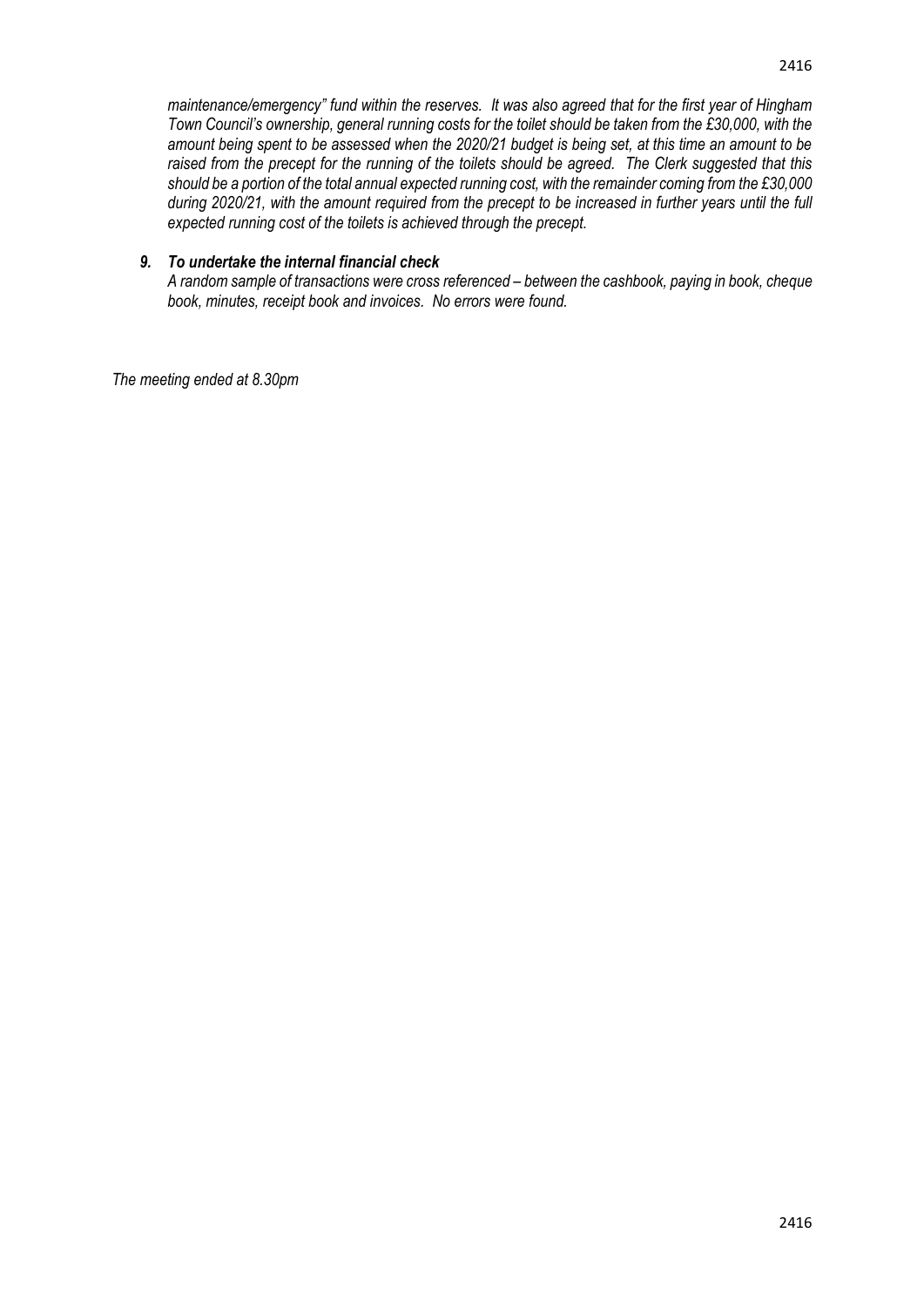*maintenance/emergency" fund within the reserves. It was also agreed that for the first year of Hingham Town Council's ownership, general running costs for the toilet should be taken from the £30,000, with the amount being spent to be assessed when the 2020/21 budget is being set, at this time an amount to be raised from the precept for the running of the toilets should be agreed. The Clerk suggested that this should be a portion of the total annual expected running cost, with the remainder coming from the £30,000 during 2020/21, with the amount required from the precept to be increased in further years until the full expected running cost of the toilets is achieved through the precept.*

***9. To undertake the internal financial check***

*A random sample of transactions were cross referenced – between the cashbook, paying in book, cheque book, minutes, receipt book and invoices. No errors were found.*

*The meeting ended at 8.30pm*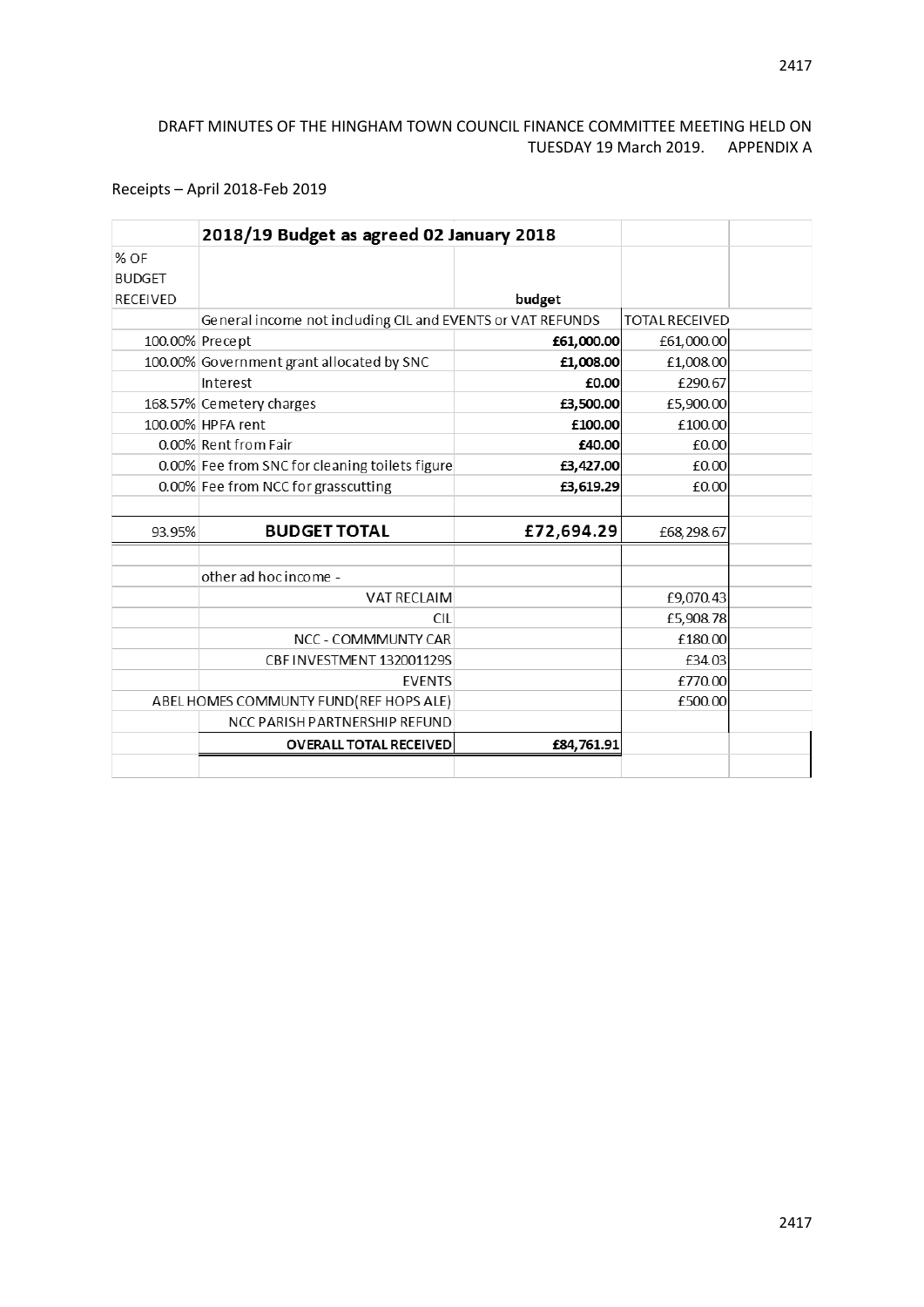DRAFT MINUTES OF THE HINGHAM TOWN COUNCIL FINANCE COMMITTEE MEETING HELD ON TUESDAY 19 March 2019. APPENDIX A

Receipts – April 2018-Feb 2019

| | **2018/19 Budget as agreed 02 January 2018** | | | |
|---|---|---|---|---|
| % OF BUDGET RECEIVED | | budget | | |
| | General income not including CIL and EVENTS or VAT REFUNDS | | TOTAL RECEIVED | |
| 100.00% | Precept | **£61,000.00** | £61,000.00 | |
| 100.00% | Government grant allocated by SNC | **£1,008.00** | £1,008.00 | |
| | Interest | **£0.00** | £290.67 | |
| 168.57% | Cemetery charges | **£3,500.00** | £5,900.00 | |
| 100.00% | HPFA rent | **£100.00** | £100.00 | |
| 0.00% | Rent from Fair | **£40.00** | £0.00 | |
| 0.00% | Fee from SNC for cleaning toilets figure | **£3,427.00** | £0.00 | |
| 0.00% | Fee from NCC for grasscutting | **£3,619.29** | £0.00 | |
| | | | | |
| 93.95% | **BUDGET TOTAL** | **£72,694.29** | £68,298.67 | |
| | | | | |
| | other ad hoc income - | | | |
| | VAT RECLAIM | | £9,070.43 | |
| | CIL | | £5,908.78 | |
| | NCC - COMMMUNTY CAR | | £180.00 | |
| | CBF INVESTMENT 13200112 9S | | £34.03 | |
| | EVENTS | | £770.00 | |
| ABEL HOMES COMMUNTY FUND(REF HOPS ALE) | | | £500.00 | |
| | NCC PARISH PARTNERSHIP REFUND | | | |
| | **OVERALL TOTAL RECEIVED** | **£84,761.91** | | |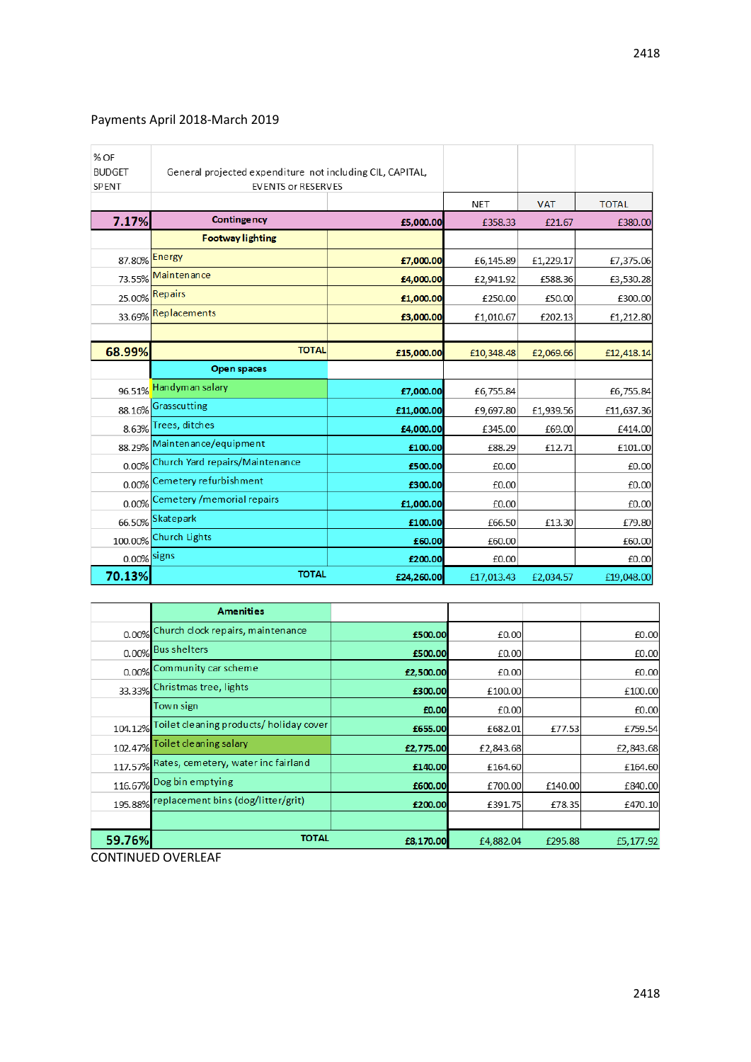Payments April 2018-March 2019

| % OF BUDGET SPENT | General projected expenditure not including CIL, CAPITAL, EVENTS or RESERVES | | | | |
|---|---|---|---|---|---|
| | | | NET | VAT | TOTAL |
| 7.17% | Contingency | £5,000.00 | £358.33 | £21.67 | £380.00 |
| | Footway lighting | | | | |
| 87.80% | Energy | £7,000.00 | £6,145.89 | £1,229.17 | £7,375.06 |
| 73.55% | Maintenance | £4,000.00 | £2,941.92 | £588.36 | £3,530.28 |
| 25.00% | Repairs | £1,000.00 | £250.00 | £50.00 | £300.00 |
| 33.69% | Replacements | £3,000.00 | £1,010.67 | £202.13 | £1,212.80 |
| | | | | | |
| 68.99% | TOTAL | £15,000.00 | £10,348.48 | £2,069.66 | £12,418.14 |
| | Open spaces | | | | |
| 96.51% | Handyman salary | £7,000.00 | £6,755.84 | | £6,755.84 |
| 88.16% | Grasscutting | £11,000.00 | £9,697.80 | £1,939.56 | £11,637.36 |
| 8.63% | Trees, ditches | £4,000.00 | £345.00 | £69.00 | £414.00 |
| 88.29% | Maintenance/equipment | £100.00 | £88.29 | £12.71 | £101.00 |
| 0.00% | Church Yard repairs/Maintenance | £500.00 | £0.00 | | £0.00 |
| 0.00% | Cemetery refurbishment | £300.00 | £0.00 | | £0.00 |
| 0.00% | Cemetery /memorial repairs | £1,000.00 | £0.00 | | £0.00 |
| 66.50% | Skatepark | £100.00 | £66.50 | £13.30 | £79.80 |
| 100.00% | Church Lights | £60.00 | £60.00 | | £60.00 |
| 0.00% | signs | £200.00 | £0.00 | | £0.00 |
| 70.13% | TOTAL | £24,260.00 | £17,013.43 | £2,034.57 | £19,048.00 |

| | Amenities | | | | |
|---|---|---|---|---|---|
| 0.00% | Church clock repairs, maintenance | £500.00 | £0.00 | | £0.00 |
| 0.00% | Bus shelters | £500.00 | £0.00 | | £0.00 |
| 0.00% | Community car scheme | £2,500.00 | £0.00 | | £0.00 |
| 33.33% | Christmas tree, lights | £300.00 | £100.00 | | £100.00 |
| | Town sign | £0.00 | £0.00 | | £0.00 |
| 104.12% | Toilet cleaning products/ holiday cover | £655.00 | £682.01 | £77.53 | £759.54 |
| 102.47% | Toilet cleaning salary | £2,775.00 | £2,843.68 | | £2,843.68 |
| 117.57% | Rates, cemetery, water inc fairland | £140.00 | £164.60 | | £164.60 |
| 116.67% | Dog bin emptying | £600.00 | £700.00 | £140.00 | £840.00 |
| 195.88% | replacement bins (dog/litter/grit) | £200.00 | £391.75 | £78.35 | £470.10 |
| | | | | | |
| 59.76% | TOTAL | £8,170.00 | £4,882.04 | £295.88 | £5,177.92 |

CONTINUED OVERLEAF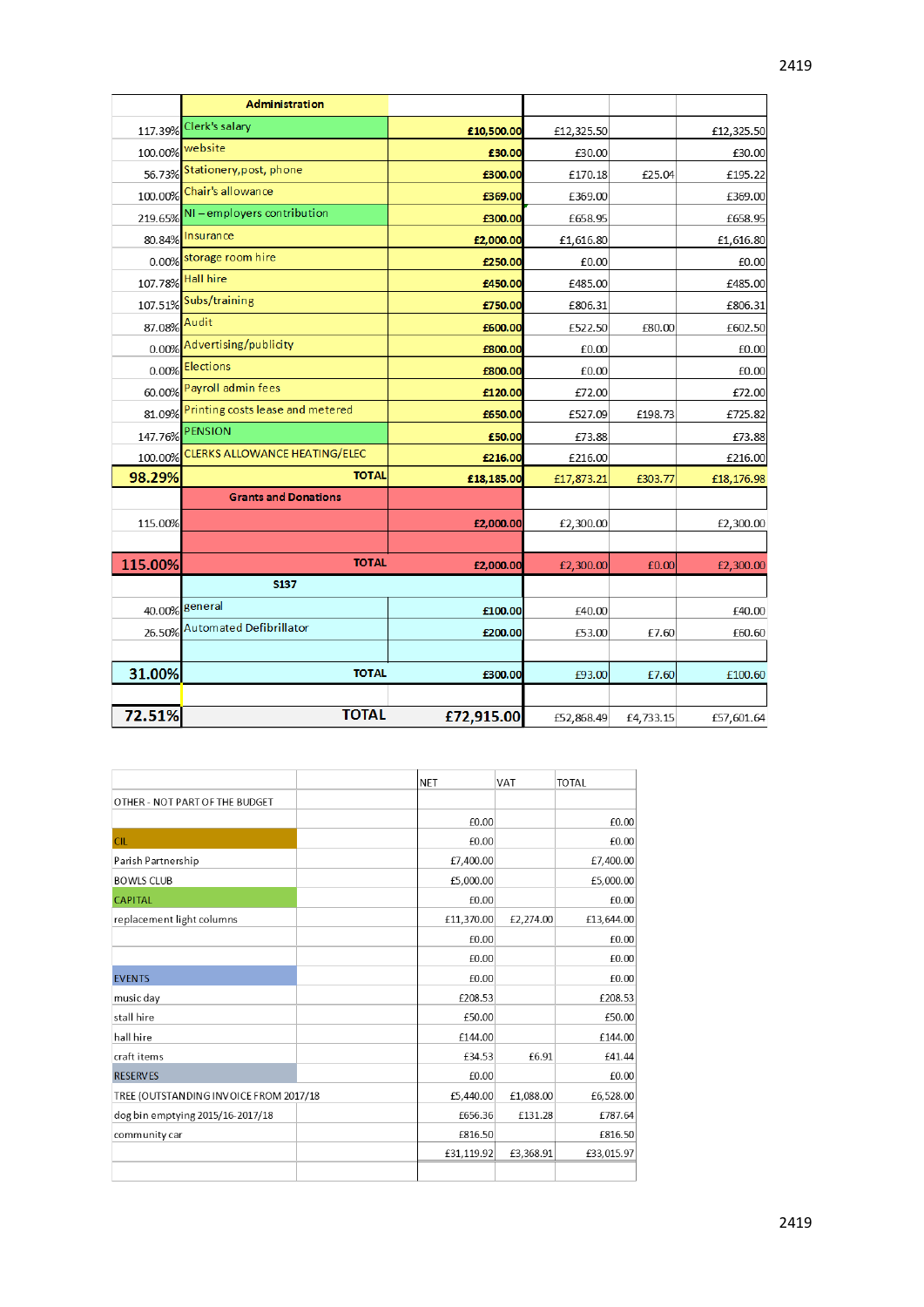| | | | | | |
|---|---|---|---|---|---|
| | **Administration** | | | | |
| 117.39% | Clerk's salary | **£10,500.00** | £12,325.50 | | £12,325.50 |
| 100.00% | website | **£30.00** | £30.00 | | £30.00 |
| 56.73% | Stationery,post, phone | **£300.00** | £170.18 | £25.04 | £195.22 |
| 100.00% | Chair's allowance | **£369.00** | £369.00 | | £369.00 |
| 219.65% | NI – employers contribution | **£300.00** | £658.95 | | £658.95 |
| 80.84% | Insurance | **£2,000.00** | £1,616.80 | | £1,616.80 |
| 0.00% | storage room hire | **£250.00** | £0.00 | | £0.00 |
| 107.78% | Hall hire | **£450.00** | £485.00 | | £485.00 |
| 107.51% | Subs/training | **£750.00** | £806.31 | | £806.31 |
| 87.08% | Audit | **£600.00** | £522.50 | £80.00 | £602.50 |
| 0.00% | Advertising/publicity | **£800.00** | £0.00 | | £0.00 |
| 0.00% | Elections | **£800.00** | £0.00 | | £0.00 |
| 60.00% | Payroll admin fees | **£120.00** | £72.00 | | £72.00 |
| 81.09% | Printing costs lease and metered | **£650.00** | £527.09 | £198.73 | £725.82 |
| 147.76% | PENSION | **£50.00** | £73.88 | | £73.88 |
| 100.00% | CLERKS ALLOWANCE HEATING/ELEC | **£216.00** | £216.00 | | £216.00 |
| **98.29%** | **TOTAL** | **£18,185.00** | £17,873.21 | £303.77 | £18,176.98 |
| | **Grants and Donations** | | | | |
| 115.00% | | **£2,000.00** | £2,300.00 | | £2,300.00 |
| **115.00%** | **TOTAL** | **£2,000.00** | £2,300.00 | £0.00 | £2,300.00 |
| | **S137** | | | | |
| 40.00% | general | **£100.00** | £40.00 | | £40.00 |
| 26.50% | Automated Defibrillator | **£200.00** | £53.00 | £7.60 | £60.60 |
| **31.00%** | **TOTAL** | **£300.00** | £93.00 | £7.60 | £100.60 |
| **72.51%** | **TOTAL** | **£72,915.00** | £52,868.49 | £4,733.15 | £57,601.64 |

| | | NET | VAT | TOTAL |
|---|---|---|---|---|
| OTHER - NOT PART OF THE BUDGET | | | | |
| | | £0.00 | | £0.00 |
| CIL | | £0.00 | | £0.00 |
| Parish Partnership | | £7,400.00 | | £7,400.00 |
| BOWLS CLUB | | £5,000.00 | | £5,000.00 |
| CAPITAL | | £0.00 | | £0.00 |
| replacement light columns | | £11,370.00 | £2,274.00 | £13,644.00 |
| | | £0.00 | | £0.00 |
| | | £0.00 | | £0.00 |
| EVENTS | | £0.00 | | £0.00 |
| music day | | £208.53 | | £208.53 |
| stall hire | | £50.00 | | £50.00 |
| hall hire | | £144.00 | | £144.00 |
| craft items | | £34.53 | £6.91 | £41.44 |
| RESERVES | | £0.00 | | £0.00 |
| TREE (OUTSTANDING INVOICE FROM 2017/18 | | £5,440.00 | £1,088.00 | £6,528.00 |
| dog bin emptying 2015/16-2017/18 | | £656.36 | £131.28 | £787.64 |
| community car | | £816.50 | | £816.50 |
| | | £31,119.92 | £3,368.91 | £33,015.97 |